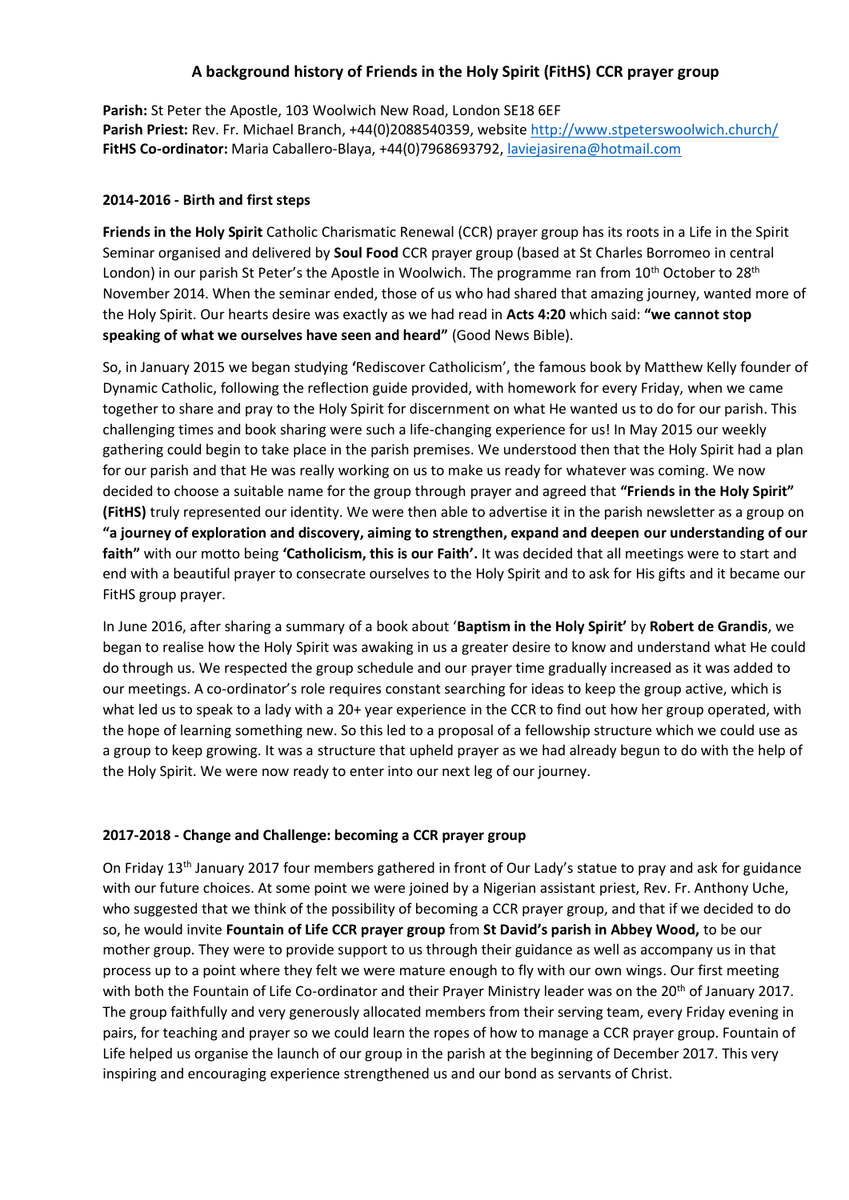# A background history of Friends in the Holy Spirit (FitHS) CCR prayer group

**Parish:** St Peter the Apostle, 103 Woolwich New Road, London SE18 6EF
**Parish Priest:** Rev. Fr. Michael Branch, +44(0)2088540359, website http://www.stpeterswoolwich.church/
**FitHS Co-ordinator:** Maria Caballero-Blaya, +44(0)7968693792, laviejasirena@hotmail.com

## 2014-2016 - Birth and first steps

**Friends in the Holy Spirit** Catholic Charismatic Renewal (CCR) prayer group has its roots in a Life in the Spirit Seminar organised and delivered by **Soul Food** CCR prayer group (based at St Charles Borromeo in central London) in our parish St Peter's the Apostle in Woolwich. The programme ran from 10th October to 28th November 2014. When the seminar ended, those of us who had shared that amazing journey, wanted more of the Holy Spirit. Our hearts desire was exactly as we had read in **Acts 4:20** which said: **"we cannot stop speaking of what we ourselves have seen and heard"** (Good News Bible).

So, in January 2015 we began studying **'**Rediscover Catholicism', the famous book by Matthew Kelly founder of Dynamic Catholic, following the reflection guide provided, with homework for every Friday, when we came together to share and pray to the Holy Spirit for discernment on what He wanted us to do for our parish. This challenging times and book sharing were such a life-changing experience for us! In May 2015 our weekly gathering could begin to take place in the parish premises. We understood then that the Holy Spirit had a plan for our parish and that He was really working on us to make us ready for whatever was coming. We now decided to choose a suitable name for the group through prayer and agreed that **"Friends in the Holy Spirit" (FitHS)** truly represented our identity. We were then able to advertise it in the parish newsletter as a group on **"a journey of exploration and discovery, aiming to strengthen, expand and deepen our understanding of our faith"** with our motto being **'Catholicism, this is our Faith'.** It was decided that all meetings were to start and end with a beautiful prayer to consecrate ourselves to the Holy Spirit and to ask for His gifts and it became our FitHS group prayer.

In June 2016, after sharing a summary of a book about '**Baptism in the Holy Spirit'** by **Robert de Grandis**, we began to realise how the Holy Spirit was awaking in us a greater desire to know and understand what He could do through us. We respected the group schedule and our prayer time gradually increased as it was added to our meetings. A co-ordinator's role requires constant searching for ideas to keep the group active, which is what led us to speak to a lady with a 20+ year experience in the CCR to find out how her group operated, with the hope of learning something new. So this led to a proposal of a fellowship structure which we could use as a group to keep growing. It was a structure that upheld prayer as we had already begun to do with the help of the Holy Spirit. We were now ready to enter into our next leg of our journey.

## 2017-2018 - Change and Challenge: becoming a CCR prayer group

On Friday 13th January 2017 four members gathered in front of Our Lady's statue to pray and ask for guidance with our future choices. At some point we were joined by a Nigerian assistant priest, Rev. Fr. Anthony Uche, who suggested that we think of the possibility of becoming a CCR prayer group, and that if we decided to do so, he would invite **Fountain of Life CCR prayer group** from **St David's parish in Abbey Wood,** to be our mother group. They were to provide support to us through their guidance as well as accompany us in that process up to a point where they felt we were mature enough to fly with our own wings. Our first meeting with both the Fountain of Life Co-ordinator and their Prayer Ministry leader was on the 20th of January 2017. The group faithfully and very generously allocated members from their serving team, every Friday evening in pairs, for teaching and prayer so we could learn the ropes of how to manage a CCR prayer group. Fountain of Life helped us organise the launch of our group in the parish at the beginning of December 2017. This very inspiring and encouraging experience strengthened us and our bond as servants of Christ.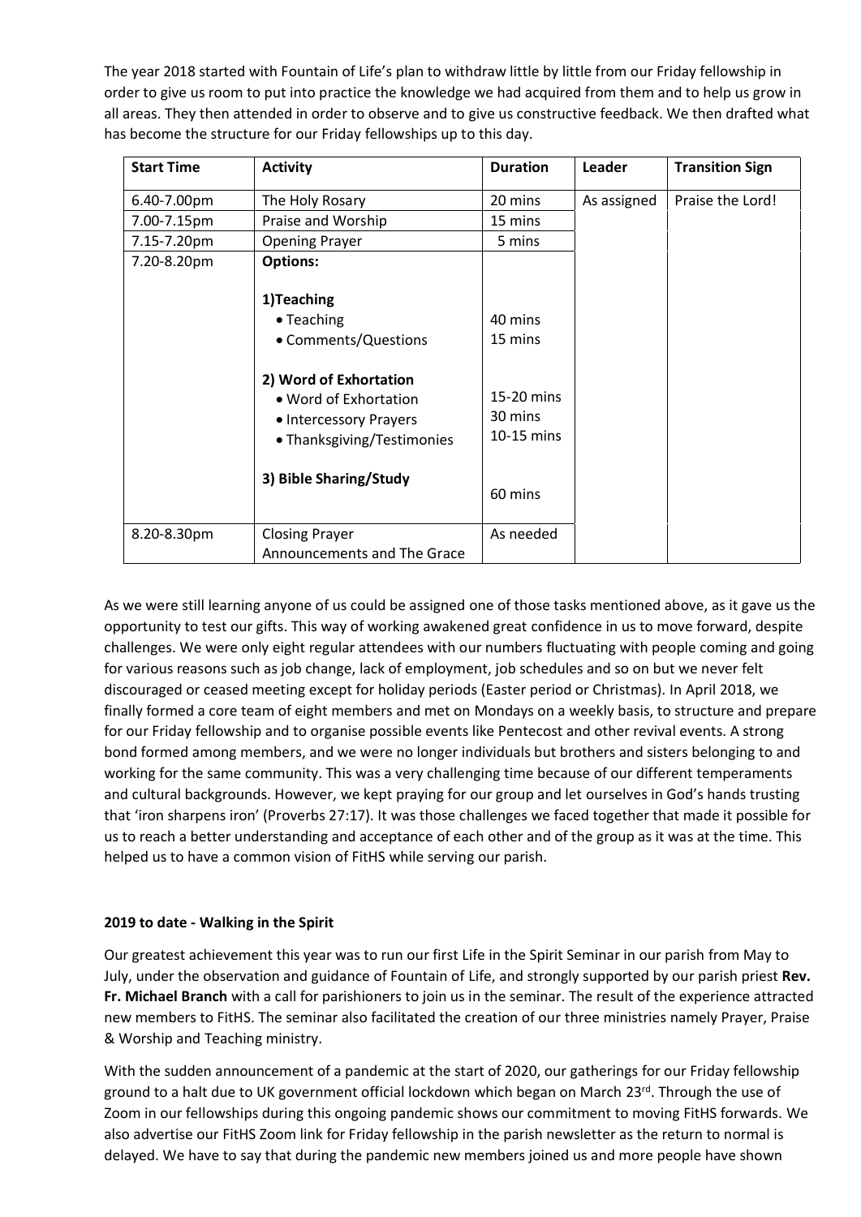The year 2018 started with Fountain of Life's plan to withdraw little by little from our Friday fellowship in order to give us room to put into practice the knowledge we had acquired from them and to help us grow in all areas. They then attended in order to observe and to give us constructive feedback. We then drafted what has become the structure for our Friday fellowships up to this day.

| Start Time | Activity | Duration | Leader | Transition Sign |
|---|---|---|---|---|
| 6.40-7.00pm | The Holy Rosary | 20 mins | As assigned | Praise the Lord! |
| 7.00-7.15pm | Praise and Worship | 15 mins | | |
| 7.15-7.20pm | Opening Prayer | 5 mins | | |
| 7.20-8.20pm | **Options:**<br><br>**1)Teaching**<br>• Teaching<br>• Comments/Questions<br><br>**2) Word of Exhortation**<br>• Word of Exhortation<br>• Intercessory Prayers<br>• Thanksgiving/Testimonies<br><br>**3) Bible Sharing/Study** | <br><br><br>40 mins<br>15 mins<br><br><br>15-20 mins<br>30 mins<br>10-15 mins<br><br>60 mins | | |
| 8.20-8.30pm | Closing Prayer<br>Announcements and The Grace | As needed | | |

As we were still learning anyone of us could be assigned one of those tasks mentioned above, as it gave us the opportunity to test our gifts. This way of working awakened great confidence in us to move forward, despite challenges. We were only eight regular attendees with our numbers fluctuating with people coming and going for various reasons such as job change, lack of employment, job schedules and so on but we never felt discouraged or ceased meeting except for holiday periods (Easter period or Christmas). In April 2018, we finally formed a core team of eight members and met on Mondays on a weekly basis, to structure and prepare for our Friday fellowship and to organise possible events like Pentecost and other revival events. A strong bond formed among members, and we were no longer individuals but brothers and sisters belonging to and working for the same community. This was a very challenging time because of our different temperaments and cultural backgrounds. However, we kept praying for our group and let ourselves in God's hands trusting that 'iron sharpens iron' (Proverbs 27:17). It was those challenges we faced together that made it possible for us to reach a better understanding and acceptance of each other and of the group as it was at the time. This helped us to have a common vision of FitHS while serving our parish.

**2019 to date - Walking in the Spirit**

Our greatest achievement this year was to run our first Life in the Spirit Seminar in our parish from May to July, under the observation and guidance of Fountain of Life, and strongly supported by our parish priest **Rev. Fr. Michael Branch** with a call for parishioners to join us in the seminar. The result of the experience attracted new members to FitHS. The seminar also facilitated the creation of our three ministries namely Prayer, Praise & Worship and Teaching ministry.

With the sudden announcement of a pandemic at the start of 2020, our gatherings for our Friday fellowship ground to a halt due to UK government official lockdown which began on March 23rd. Through the use of Zoom in our fellowships during this ongoing pandemic shows our commitment to moving FitHS forwards. We also advertise our FitHS Zoom link for Friday fellowship in the parish newsletter as the return to normal is delayed. We have to say that during the pandemic new members joined us and more people have shown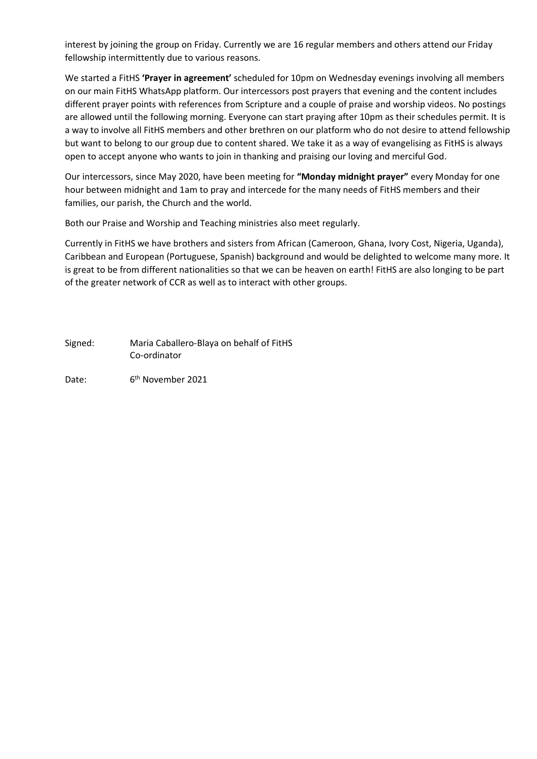interest by joining the group on Friday. Currently we are 16 regular members and others attend our Friday fellowship intermittently due to various reasons.

We started a FitHS **'Prayer in agreement'** scheduled for 10pm on Wednesday evenings involving all members on our main FitHS WhatsApp platform. Our intercessors post prayers that evening and the content includes different prayer points with references from Scripture and a couple of praise and worship videos. No postings are allowed until the following morning. Everyone can start praying after 10pm as their schedules permit. It is a way to involve all FitHS members and other brethren on our platform who do not desire to attend fellowship but want to belong to our group due to content shared. We take it as a way of evangelising as FitHS is always open to accept anyone who wants to join in thanking and praising our loving and merciful God.

Our intercessors, since May 2020, have been meeting for **"Monday midnight prayer"** every Monday for one hour between midnight and 1am to pray and intercede for the many needs of FitHS members and their families, our parish, the Church and the world.

Both our Praise and Worship and Teaching ministries also meet regularly.

Currently in FitHS we have brothers and sisters from African (Cameroon, Ghana, Ivory Cost, Nigeria, Uganda), Caribbean and European (Portuguese, Spanish) background and would be delighted to welcome many more. It is great to be from different nationalities so that we can be heaven on earth! FitHS are also longing to be part of the greater network of CCR as well as to interact with other groups.

Signed: Maria Caballero-Blaya on behalf of FitHS
Co-ordinator

Date: 6th November 2021